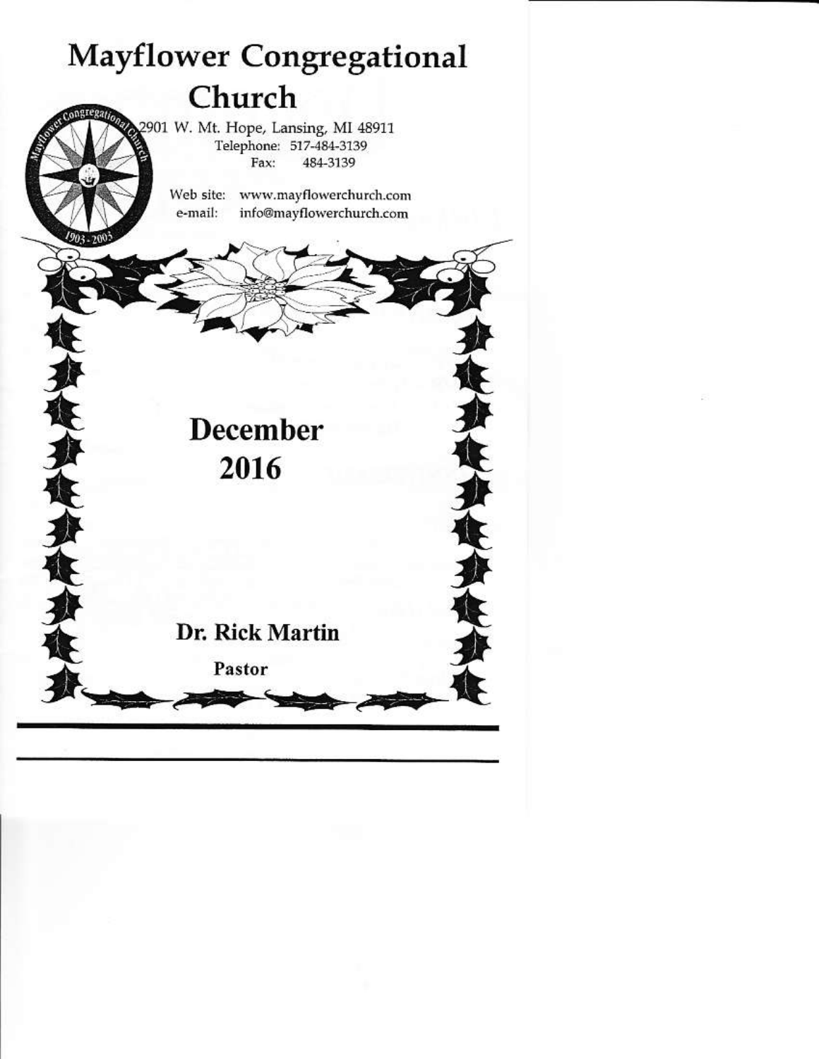# Mayflower Congregational Church

2901 W. Mt. Hope, Lansing, MI 48911
Telephone: 517-484-3139
Fax: 484-3139

Web site: www.mayflowerchurch.com
e-mail: info@mayflowerchurch.com

## December 2016

**Dr. Rick Martin**

**Pastor**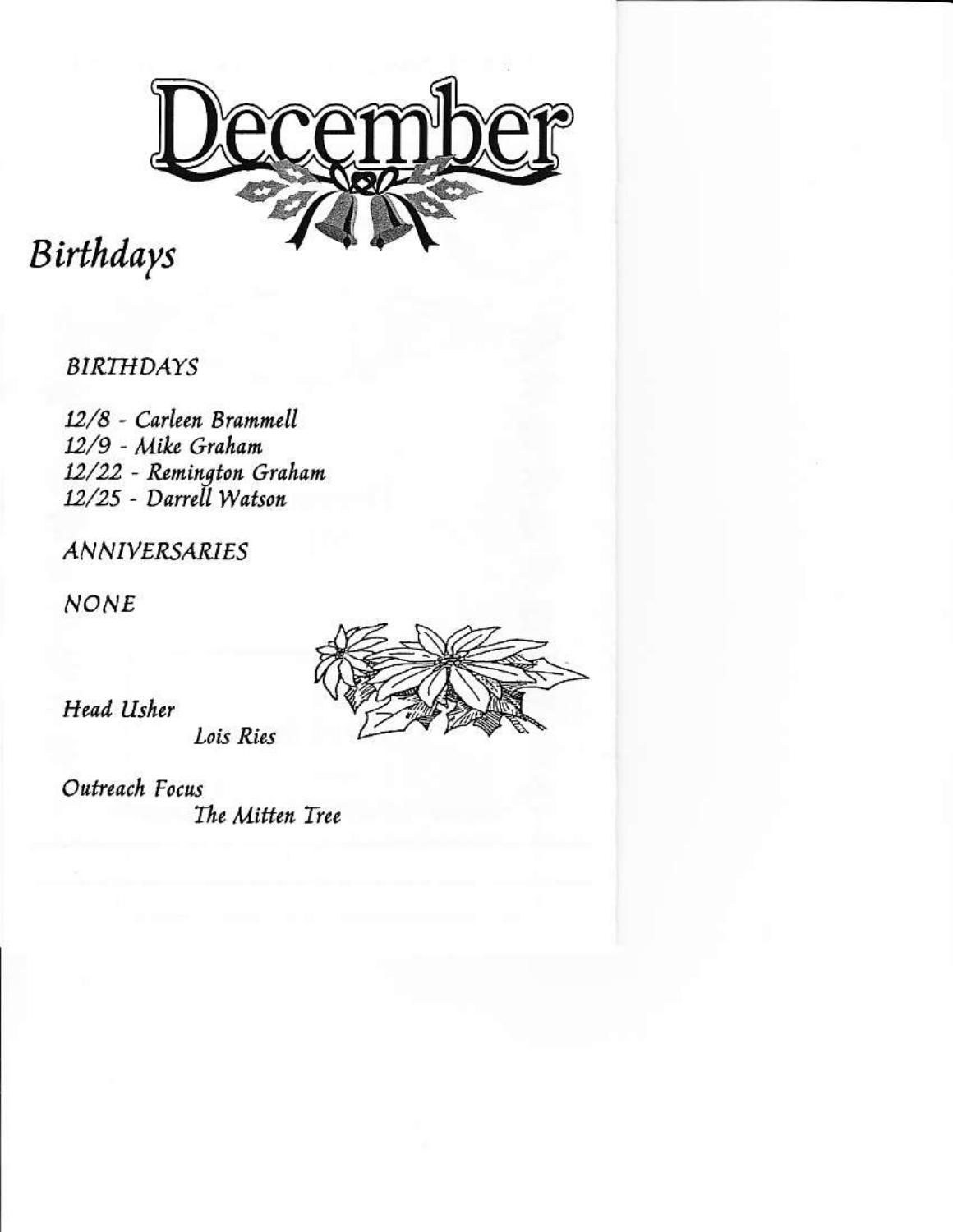# December

## Birthdays

*BIRTHDAYS*

*12/8 - Carleen Brammell*
*12/9 - Mike Graham*
*12/22 - Remington Graham*
*12/25 - Darrell Watson*

*ANNIVERSARIES*

*NONE*

*Head Usher*
*Lois Ries*

*Outreach Focus*
*The Mitten Tree*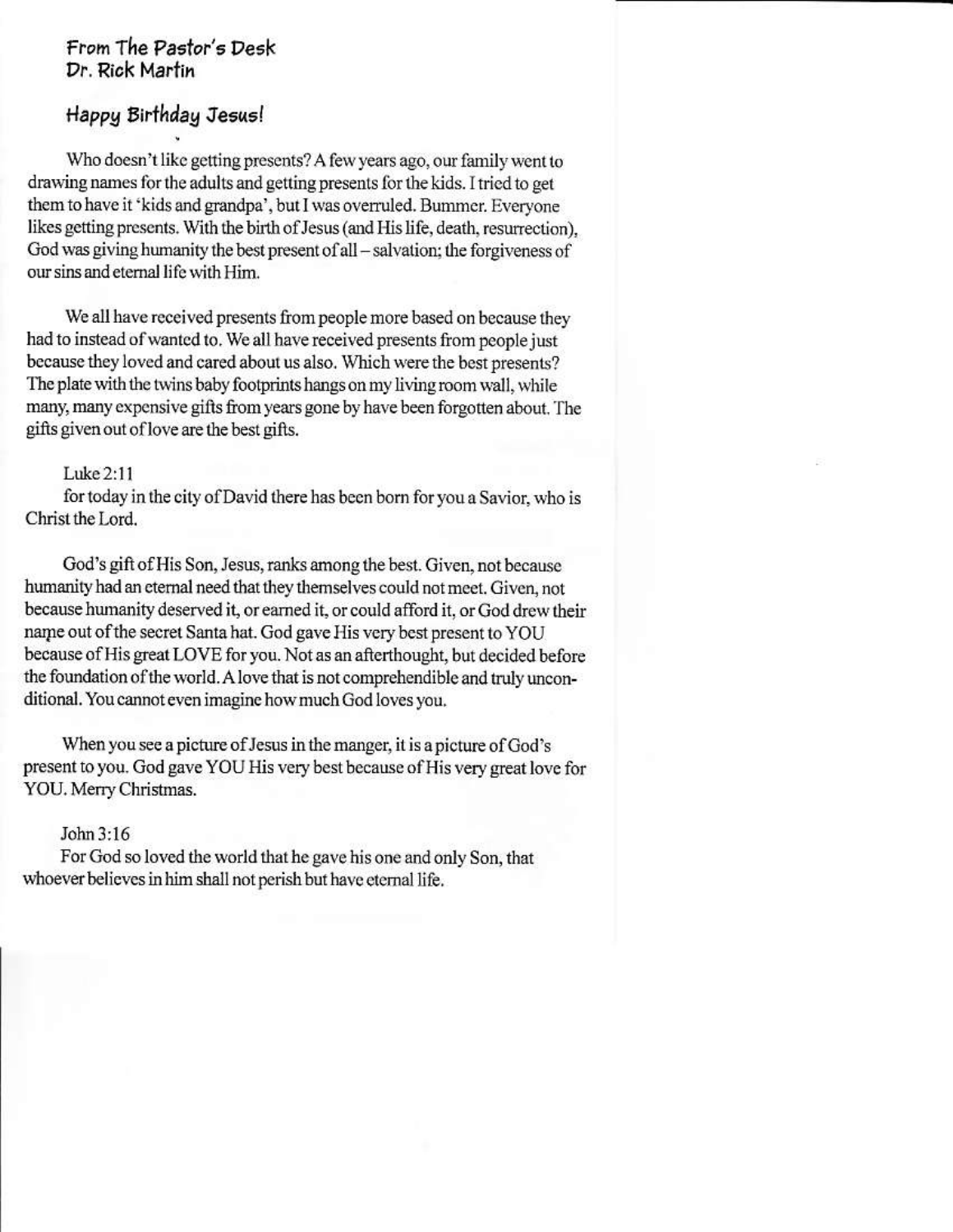# From The Pastor's Desk
## Dr. Rick Martin

## Happy Birthday Jesus!

Who doesn't like getting presents? A few years ago, our family went to drawing names for the adults and getting presents for the kids. I tried to get them to have it 'kids and grandpa', but I was overruled. Bummer. Everyone likes getting presents. With the birth of Jesus (and His life, death, resurrection), God was giving humanity the best present of all – salvation; the forgiveness of our sins and eternal life with Him.

We all have received presents from people more based on because they had to instead of wanted to. We all have received presents from people just because they loved and cared about us also. Which were the best presents? The plate with the twins baby footprints hangs on my living room wall, while many, many expensive gifts from years gone by have been forgotten about. The gifts given out of love are the best gifts.

Luke 2:11
for today in the city of David there has been born for you a Savior, who is Christ the Lord.

God's gift of His Son, Jesus, ranks among the best. Given, not because humanity had an eternal need that they themselves could not meet. Given, not because humanity deserved it, or earned it, or could afford it, or God drew their name out of the secret Santa hat. God gave His very best present to YOU because of His great LOVE for you. Not as an afterthought, but decided before the foundation of the world. A love that is not comprehendible and truly unconditional. You cannot even imagine how much God loves you.

When you see a picture of Jesus in the manger, it is a picture of God's present to you. God gave YOU His very best because of His very great love for YOU. Merry Christmas.

John 3:16
For God so loved the world that he gave his one and only Son, that whoever believes in him shall not perish but have eternal life.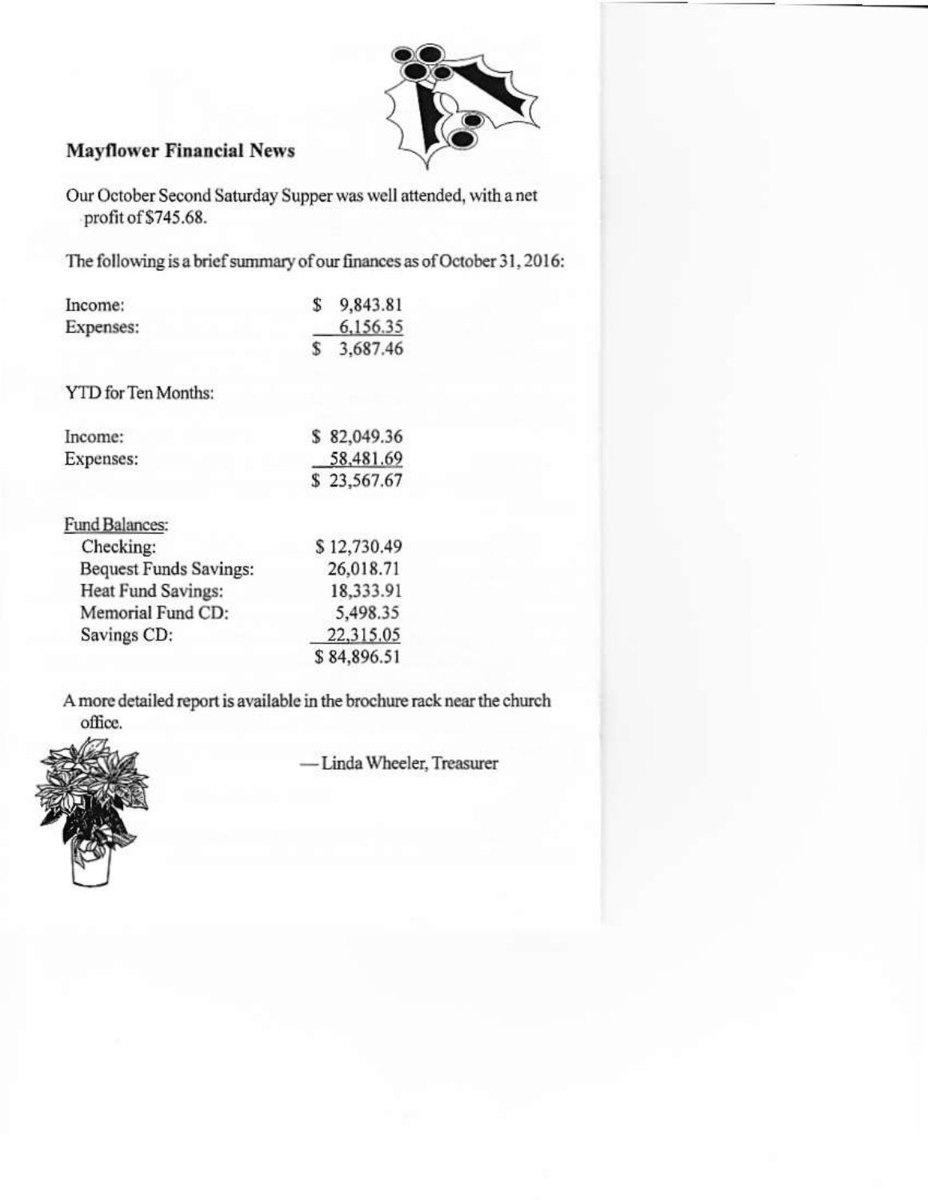## Mayflower Financial News

Our October Second Saturday Supper was well attended, with a net profit of $745.68.

The following is a brief summary of our finances as of October 31, 2016:

| | |
|---|---|
| Income: | $ 9,843.81 |
| Expenses: | 6,156.35 |
| | $ 3,687.46 |

YTD for Ten Months:

| | |
|---|---|
| Income: | $ 82,049.36 |
| Expenses: | 58,481.69 |
| | $ 23,567.67 |

Fund Balances:

| | |
|---|---|
| Checking: | $ 12,730.49 |
| Bequest Funds Savings: | 26,018.71 |
| Heat Fund Savings: | 18,333.91 |
| Memorial Fund CD: | 5,498.35 |
| Savings CD: | 22,315.05 |
| | $ 84,896.51 |

A more detailed report is available in the brochure rack near the church office.

—Linda Wheeler, Treasurer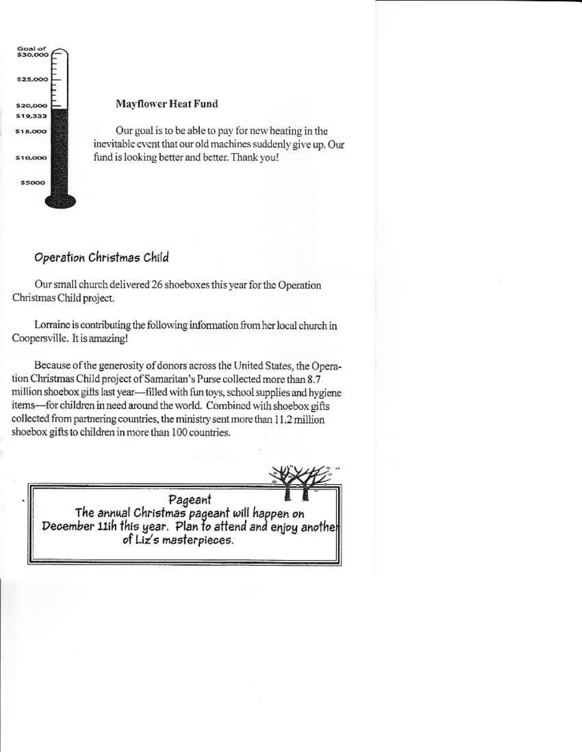Goal of $30,000

$25,000

$20,000

$19,333

$15,000

$10,000

$5000

**Mayflower Heat Fund**

Our goal is to be able to pay for new heating in the inevitable event that our old machines suddenly give up. Our fund is looking better and better. Thank you!

## Operation Christmas Child

Our small church delivered 26 shoeboxes this year for the Operation Christmas Child project.

Lorraine is contributing the following information from her local church in Coopersville. It is amazing!

Because of the generosity of donors across the United States, the Operation Christmas Child project of Samaritan's Purse collected more than 8.7 million shoebox gifts last year—filled with fun toys, school supplies and hygiene items—for children in need around the world. Combined with shoebox gifts collected from partnering countries, the ministry sent more than 11.2 million shoebox gifts to children in more than 100 countries.

**Pageant**

The annual Christmas pageant will happen on December 11th this year. Plan to attend and enjoy another of Liz's masterpieces.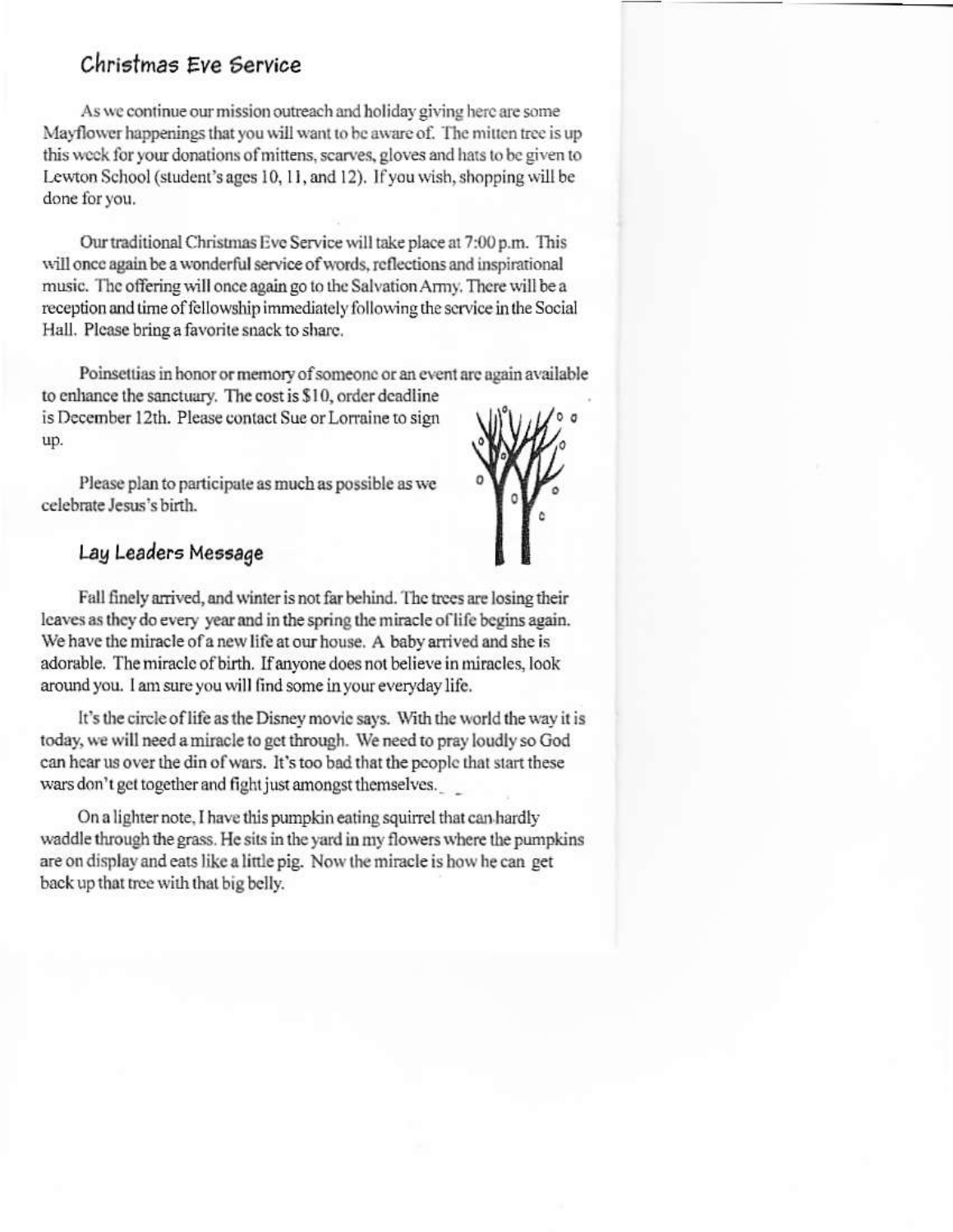## Christmas Eve Service

As we continue our mission outreach and holiday giving here are some Mayflower happenings that you will want to be aware of. The mitten tree is up this week for your donations of mittens, scarves, gloves and hats to be given to Lewton School (student's ages 10, 11, and 12). If you wish, shopping will be done for you.

Our traditional Christmas Eve Service will take place at 7:00 p.m. This will once again be a wonderful service of words, reflections and inspirational music. The offering will once again go to the Salvation Army. There will be a reception and time of fellowship immediately following the service in the Social Hall. Please bring a favorite snack to share.

Poinsettias in honor or memory of someone or an event are again available to enhance the sanctuary. The cost is $10, order deadline is December 12th. Please contact Sue or Lorraine to sign up.

Please plan to participate as much as possible as we celebrate Jesus's birth.

## Lay Leaders Message

Fall finely arrived, and winter is not far behind. The trees are losing their leaves as they do every year and in the spring the miracle of life begins again. We have the miracle of a new life at our house. A baby arrived and she is adorable. The miracle of birth. If anyone does not believe in miracles, look around you. I am sure you will find some in your everyday life.

It's the circle of life as the Disney movie says. With the world the way it is today, we will need a miracle to get through. We need to pray loudly so God can hear us over the din of wars. It's too bad that the people that start these wars don't get together and fight just amongst themselves.

On a lighter note, I have this pumpkin eating squirrel that can hardly waddle through the grass. He sits in the yard in my flowers where the pumpkins are on display and eats like a little pig. Now the miracle is how he can get back up that tree with that big belly.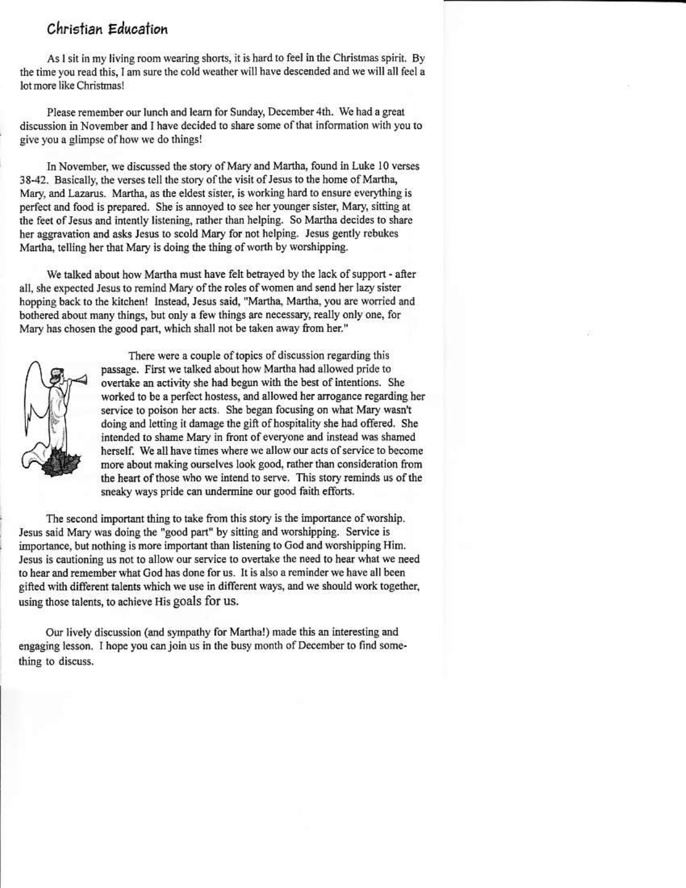## Christian Education

As I sit in my living room wearing shorts, it is hard to feel in the Christmas spirit. By the time you read this, I am sure the cold weather will have descended and we will all feel a lot more like Christmas!

Please remember our lunch and learn for Sunday, December 4th. We had a great discussion in November and I have decided to share some of that information with you to give you a glimpse of how we do things!

In November, we discussed the story of Mary and Martha, found in Luke 10 verses 38-42. Basically, the verses tell the story of the visit of Jesus to the home of Martha, Mary, and Lazarus. Martha, as the eldest sister, is working hard to ensure everything is perfect and food is prepared. She is annoyed to see her younger sister, Mary, sitting at the feet of Jesus and intently listening, rather than helping. So Martha decides to share her aggravation and asks Jesus to scold Mary for not helping. Jesus gently rebukes Martha, telling her that Mary is doing the thing of worth by worshipping.

We talked about how Martha must have felt betrayed by the lack of support - after all, she expected Jesus to remind Mary of the roles of women and send her lazy sister hopping back to the kitchen! Instead, Jesus said, "Martha, Martha, you are worried and bothered about many things, but only a few things are necessary, really only one, for Mary has chosen the good part, which shall not be taken away from her."

There were a couple of topics of discussion regarding this passage. First we talked about how Martha had allowed pride to overtake an activity she had begun with the best of intentions. She worked to be a perfect hostess, and allowed her arrogance regarding her service to poison her acts. She began focusing on what Mary wasn't doing and letting it damage the gift of hospitality she had offered. She intended to shame Mary in front of everyone and instead was shamed herself. We all have times where we allow our acts of service to become more about making ourselves look good, rather than consideration from the heart of those who we intend to serve. This story reminds us of the sneaky ways pride can undermine our good faith efforts.

The second important thing to take from this story is the importance of worship. Jesus said Mary was doing the "good part" by sitting and worshipping. Service is importance, but nothing is more important than listening to God and worshipping Him. Jesus is cautioning us not to allow our service to overtake the need to hear what we need to hear and remember what God has done for us. It is also a reminder we have all been gifted with different talents which we use in different ways, and we should work together, using those talents, to achieve His goals for us.

Our lively discussion (and sympathy for Martha!) made this an interesting and engaging lesson. I hope you can join us in the busy month of December to find something to discuss.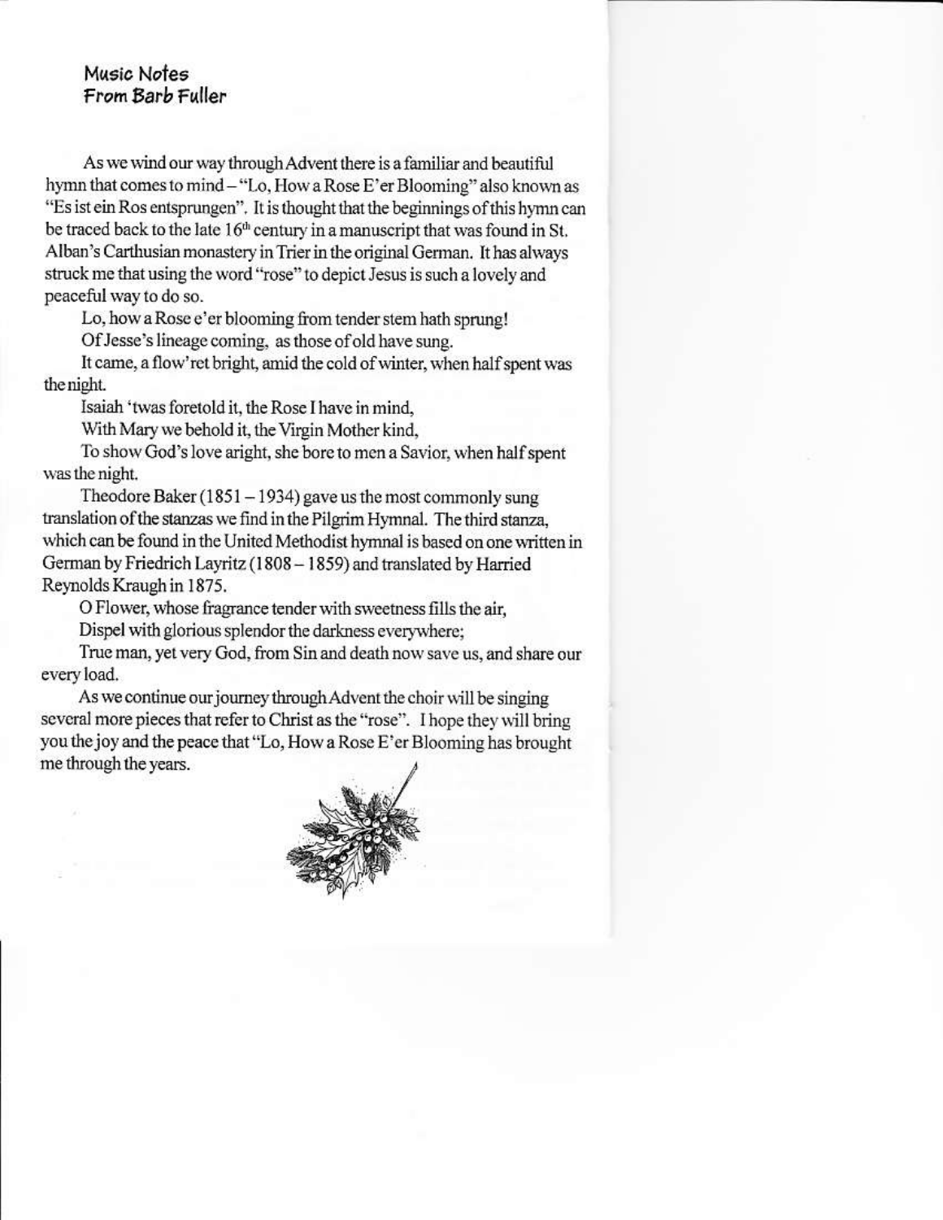## Music Notes
## From Barb Fuller

As we wind our way through Advent there is a familiar and beautiful hymn that comes to mind – "Lo, How a Rose E'er Blooming" also known as "Es ist ein Ros entsprungen". It is thought that the beginnings of this hymn can be traced back to the late 16th century in a manuscript that was found in St. Alban's Carthusian monastery in Trier in the original German. It has always struck me that using the word "rose" to depict Jesus is such a lovely and peaceful way to do so.

Lo, how a Rose e'er blooming from tender stem hath sprung!
Of Jesse's lineage coming, as those of old have sung.
It came, a flow'ret bright, amid the cold of winter, when half spent was the night.

Isaiah 'twas foretold it, the Rose I have in mind,
With Mary we behold it, the Virgin Mother kind,
To show God's love aright, she bore to men a Savior, when half spent was the night.

Theodore Baker (1851 – 1934) gave us the most commonly sung translation of the stanzas we find in the Pilgrim Hymnal. The third stanza, which can be found in the United Methodist hymnal is based on one written in German by Friedrich Layritz (1808 – 1859) and translated by Harried Reynolds Kraugh in 1875.

O Flower, whose fragrance tender with sweetness fills the air,
Dispel with glorious splendor the darkness everywhere;
True man, yet very God, from Sin and death now save us, and share our every load.

As we continue our journey through Advent the choir will be singing several more pieces that refer to Christ as the "rose". I hope they will bring you the joy and the peace that "Lo, How a Rose E'er Blooming has brought me through the years.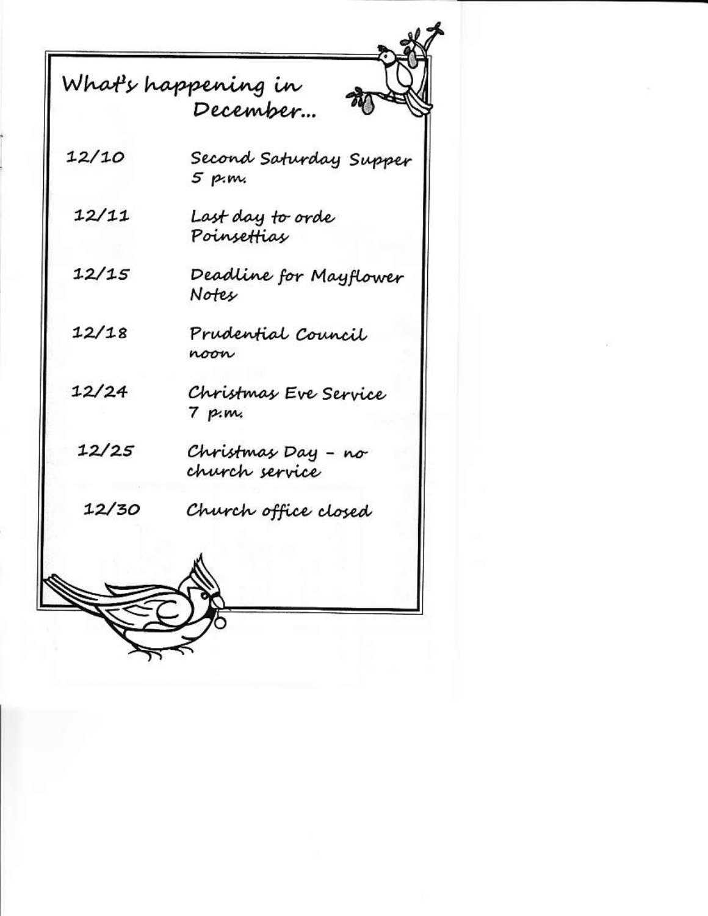## What's happening in December...

| | |
|---|---|
| 12/10 | Second Saturday Supper 5 p.m. |
| 12/11 | Last day to orde Poinsettias |
| 12/15 | Deadline for Mayflower Notes |
| 12/18 | Prudential Council noon |
| 12/24 | Christmas Eve Service 7 p.m. |
| 12/25 | Christmas Day - no church service |
| 12/30 | Church office closed |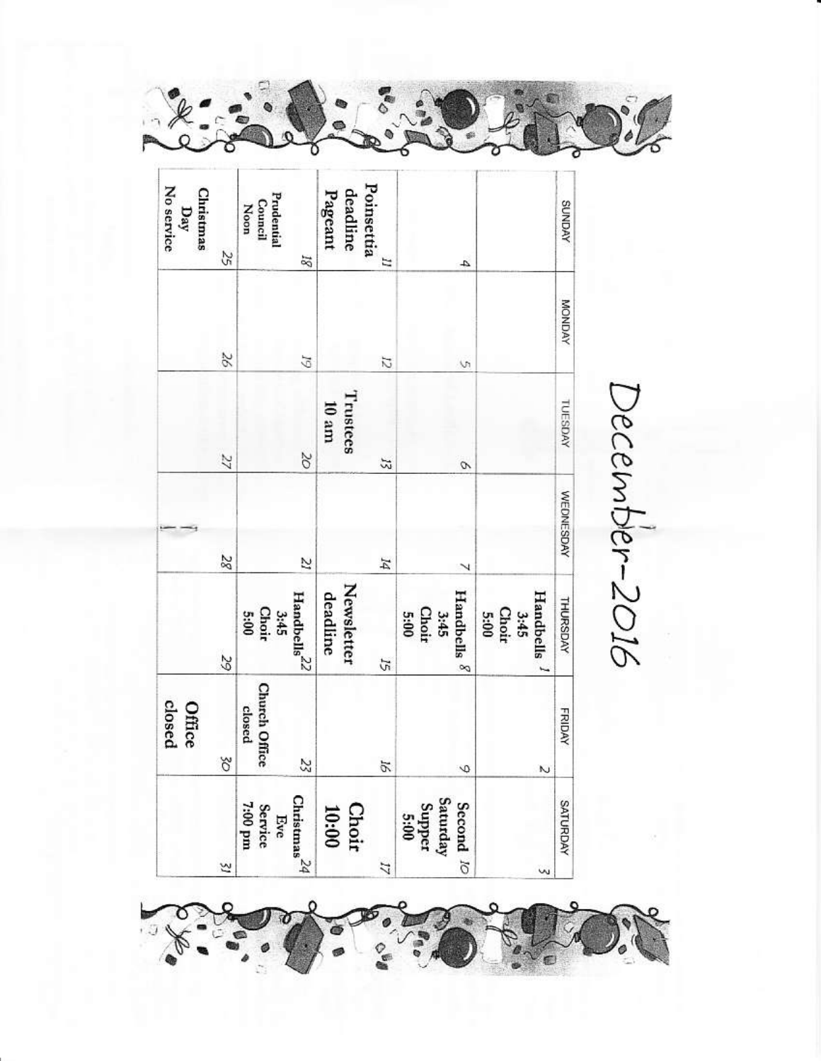# December-2016

| SUNDAY | MONDAY | TUESDAY | WEDNESDAY | THURSDAY | FRIDAY | SATURDAY |
|---|---|---|---|---|---|---|
| | | | | 1 Handbells 3:45 Choir 5:00 | 2 | 3 |
| 4 | 5 | 6 | 7 | 8 Handbells 3:45 Choir 5:00 | 9 | 10 Second Saturday Supper 5:00 |
| 11 Poinsettia deadline Pageant | 12 | 13 Trustees 10 am | 14 | 15 Newsletter deadline | 16 | 17 Choir 10:00 |
| 18 Prudential Council Noon | 19 | 20 | 21 | 22 Handbells 3:45 Choir 5:00 | 23 Church Office closed | 24 Christmas Eve Service 7:00 pm |
| 25 Christmas Day No service | 26 | 27 | 28 | 29 | 30 Office closed | 31 |